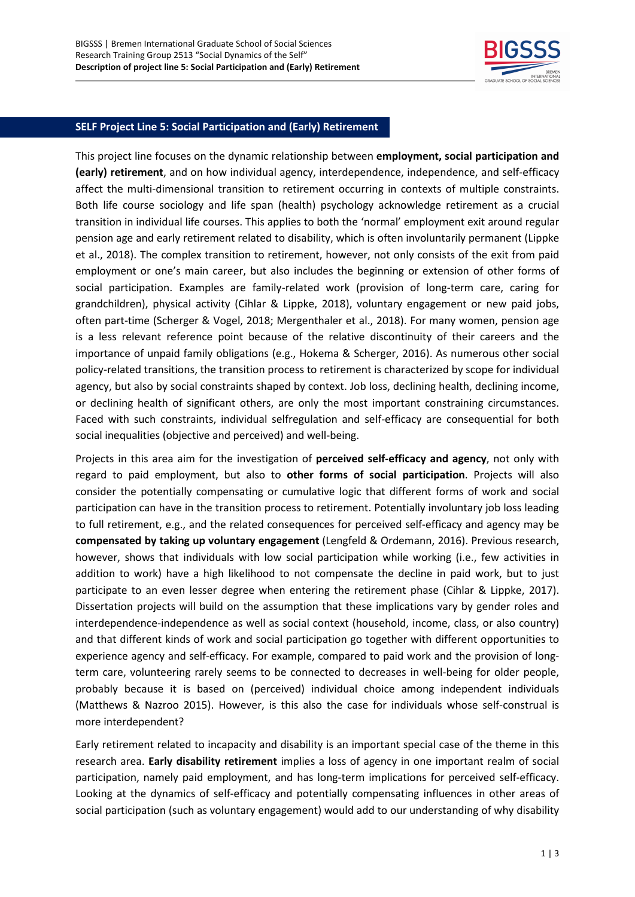## SELF Project Line 5: Social Participation and (Early) Retirement

This project line focuses on the dynamic relationship between **employment, social participation and (early) retirement**, and on how individual agency, interdependence, independence, and self-efficacy affect the multi-dimensional transition to retirement occurring in contexts of multiple constraints. Both life course sociology and life span (health) psychology acknowledge retirement as a crucial transition in individual life courses. This applies to both the 'normal' employment exit around regular pension age and early retirement related to disability, which is often involuntarily permanent (Lippke et al., 2018). The complex transition to retirement, however, not only consists of the exit from paid employment or one's main career, but also includes the beginning or extension of other forms of social participation. Examples are family-related work (provision of long-term care, caring for grandchildren), physical activity (Cihlar & Lippke, 2018), voluntary engagement or new paid jobs, often part-time (Scherger & Vogel, 2018; Mergenthaler et al., 2018). For many women, pension age is a less relevant reference point because of the relative discontinuity of their careers and the importance of unpaid family obligations (e.g., Hokema & Scherger, 2016). As numerous other social policy-related transitions, the transition process to retirement is characterized by scope for individual agency, but also by social constraints shaped by context. Job loss, declining health, declining income, or declining health of significant others, are only the most important constraining circumstances. Faced with such constraints, individual selfregulation and self-efficacy are consequential for both social inequalities (objective and perceived) and well-being.

Projects in this area aim for the investigation of **perceived self-efficacy and agency**, not only with regard to paid employment, but also to **other forms of social participation**. Projects will also consider the potentially compensating or cumulative logic that different forms of work and social participation can have in the transition process to retirement. Potentially involuntary job loss leading to full retirement, e.g., and the related consequences for perceived self-efficacy and agency may be **compensated by taking up voluntary engagement** (Lengfeld & Ordemann, 2016). Previous research, however, shows that individuals with low social participation while working (i.e., few activities in addition to work) have a high likelihood to not compensate the decline in paid work, but to just participate to an even lesser degree when entering the retirement phase (Cihlar & Lippke, 2017). Dissertation projects will build on the assumption that these implications vary by gender roles and interdependence-independence as well as social context (household, income, class, or also country) and that different kinds of work and social participation go together with different opportunities to experience agency and self-efficacy. For example, compared to paid work and the provision of long-term care, volunteering rarely seems to be connected to decreases in well-being for older people, probably because it is based on (perceived) individual choice among independent individuals (Matthews & Nazroo 2015). However, is this also the case for individuals whose self-construal is more interdependent?

Early retirement related to incapacity and disability is an important special case of the theme in this research area. **Early disability retirement** implies a loss of agency in one important realm of social participation, namely paid employment, and has long-term implications for perceived self-efficacy. Looking at the dynamics of self-efficacy and potentially compensating influences in other areas of social participation (such as voluntary engagement) would add to our understanding of why disability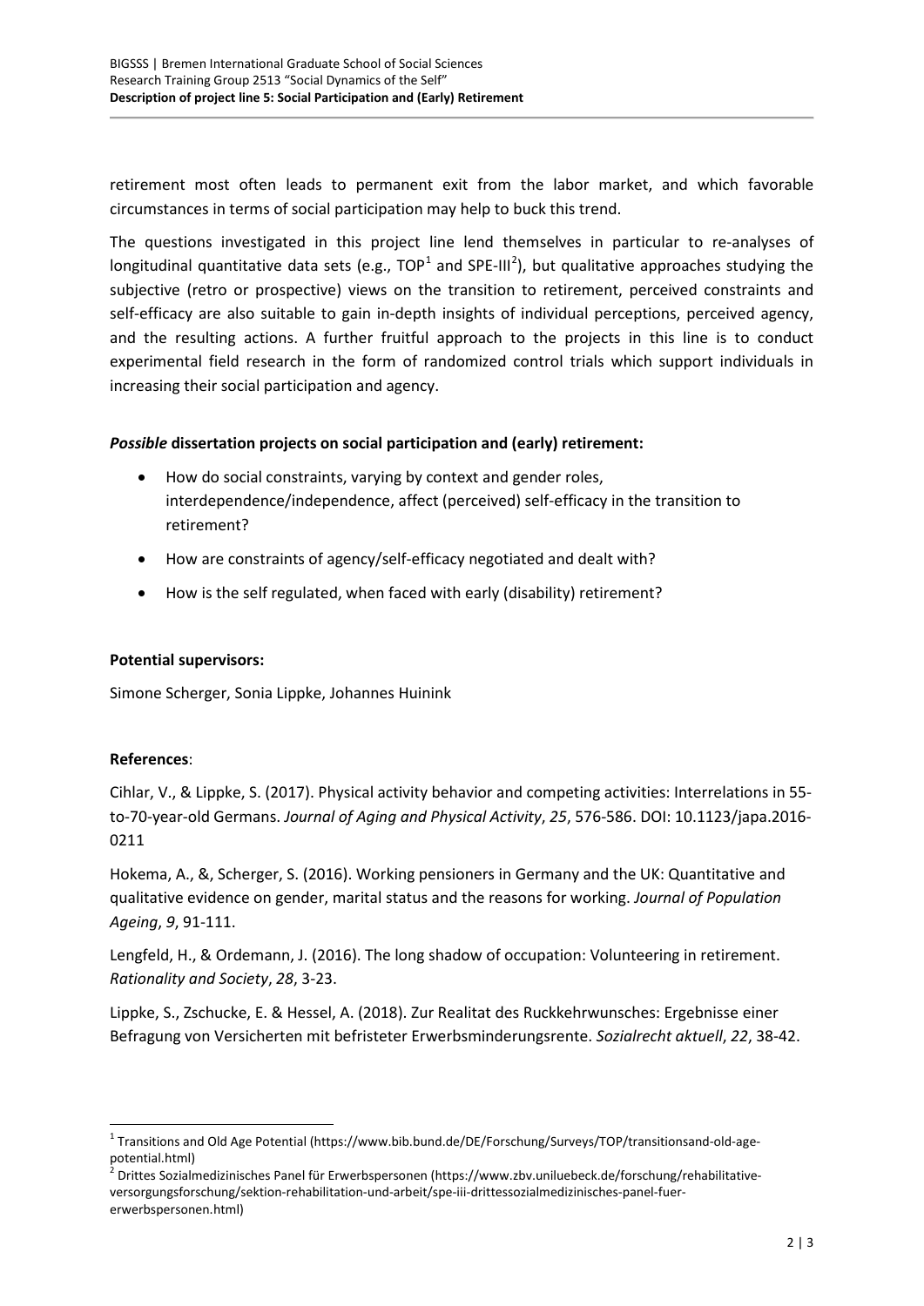retirement most often leads to permanent exit from the labor market, and which favorable circumstances in terms of social participation may help to buck this trend.

The questions investigated in this project line lend themselves in particular to re-analyses of longitudinal quantitative data sets (e.g., TOP[1] and SPE-III[2]), but qualitative approaches studying the subjective (retro or prospective) views on the transition to retirement, perceived constraints and self-efficacy are also suitable to gain in-depth insights of individual perceptions, perceived agency, and the resulting actions. A further fruitful approach to the projects in this line is to conduct experimental field research in the form of randomized control trials which support individuals in increasing their social participation and agency.

***Possible* dissertation projects on social participation and (early) retirement:**

- How do social constraints, varying by context and gender roles, interdependence/independence, affect (perceived) self-efficacy in the transition to retirement?
- How are constraints of agency/self-efficacy negotiated and dealt with?
- How is the self regulated, when faced with early (disability) retirement?

**Potential supervisors:**

Simone Scherger, Sonia Lippke, Johannes Huinink

**References**:

Cihlar, V., & Lippke, S. (2017). Physical activity behavior and competing activities: Interrelations in 55-to-70-year-old Germans. *Journal of Aging and Physical Activity*, *25*, 576-586. DOI: 10.1123/japa.2016-0211

Hokema, A., &, Scherger, S. (2016). Working pensioners in Germany and the UK: Quantitative and qualitative evidence on gender, marital status and the reasons for working. *Journal of Population Ageing*, *9*, 91-111.

Lengfeld, H., & Ordemann, J. (2016). The long shadow of occupation: Volunteering in retirement. *Rationality and Society*, *28*, 3-23.

Lippke, S., Zschucke, E. & Hessel, A. (2018). Zur Realitat des Ruckkehrwunsches: Ergebnisse einer Befragung von Versicherten mit befristeter Erwerbsminderungsrente. *Sozialrecht aktuell*, *22*, 38-42.

[1] Transitions and Old Age Potential (https://www.bib.bund.de/DE/Forschung/Surveys/TOP/transitionsand-old-age-potential.html)

[2] Drittes Sozialmedizinisches Panel für Erwerbspersonen (https://www.zbv.uniluebeck.de/forschung/rehabilitative-versorgungsforschung/sektion-rehabilitation-und-arbeit/spe-iii-drittessozialmedizinisches-panel-fuer-erwerbspersonen.html)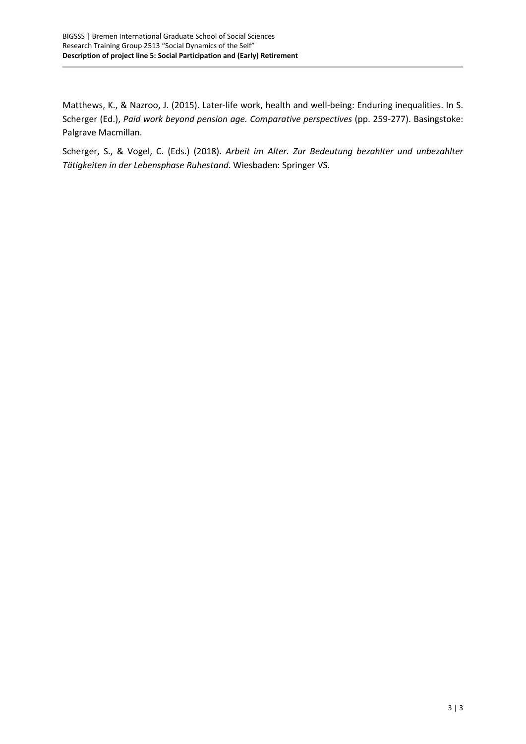Matthews, K., & Nazroo, J. (2015). Later-life work, health and well-being: Enduring inequalities. In S. Scherger (Ed.), *Paid work beyond pension age. Comparative perspectives* (pp. 259-277). Basingstoke: Palgrave Macmillan.

Scherger, S., & Vogel, C. (Eds.) (2018). *Arbeit im Alter. Zur Bedeutung bezahlter und unbezahlter Tätigkeiten in der Lebensphase Ruhestand*. Wiesbaden: Springer VS.